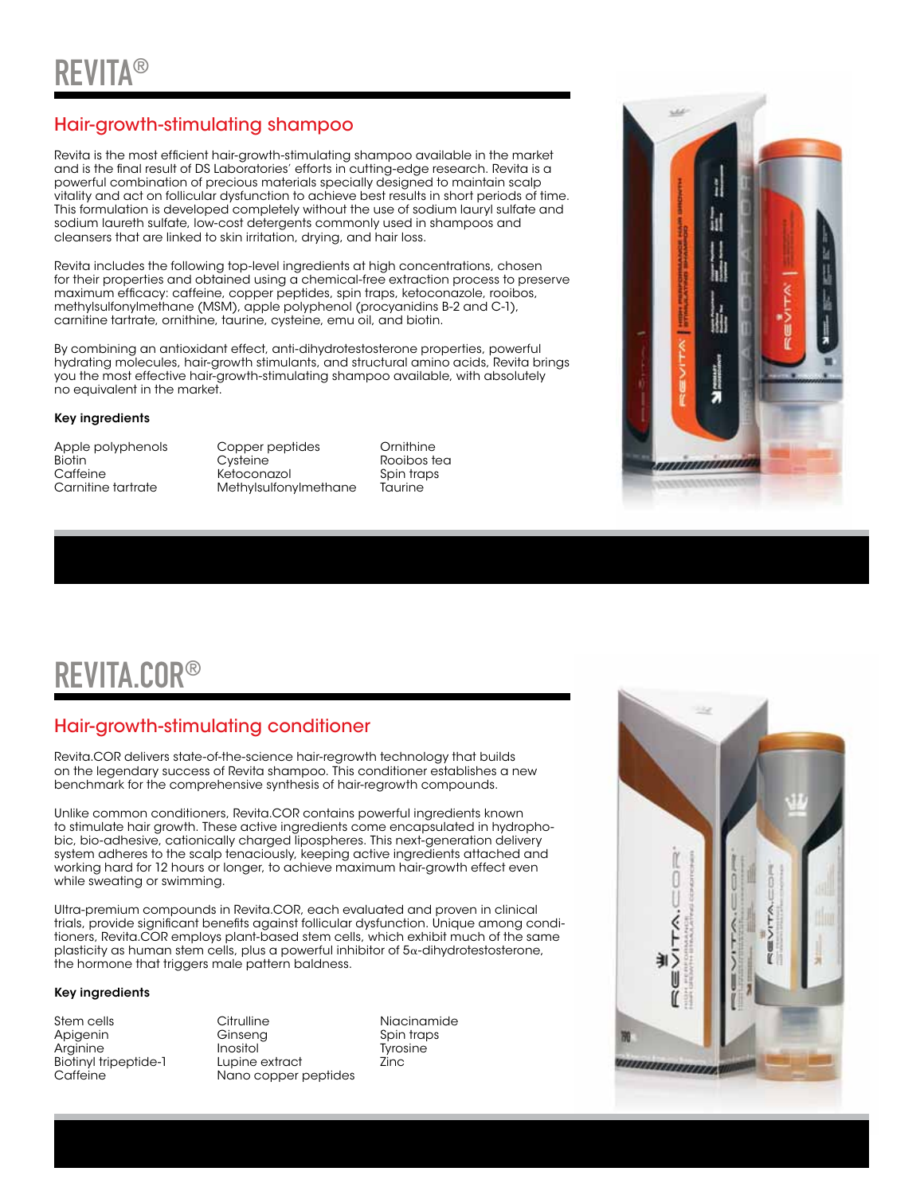# REVITA®

## Hair-growth-stimulating shampoo

Revita is the most efficient hair-growth-stimulating shampoo available in the market and is the final result of DS Laboratories' efforts in cutting-edge research. Revita is a powerful combination of precious materials specially designed to maintain scalp vitality and act on follicular dysfunction to achieve best results in short periods of time. This formulation is developed completely without the use of sodium lauryl sulfate and sodium laureth sulfate, low-cost detergents commonly used in shampoos and cleansers that are linked to skin irritation, drying, and hair loss.

Revita includes the following top-level ingredients at high concentrations, chosen for their properties and obtained using a chemical-free extraction process to preserve maximum efficacy: caffeine, copper peptides, spin traps, ketoconazole, rooibos, methylsulfonylmethane (MSM), apple polyphenol (procyanidins B-2 and C-1), carnitine tartrate, ornithine, taurine, cysteine, emu oil, and biotin.

By combining an antioxidant effect, anti-dihydrotestosterone properties, powerful hydrating molecules, hair-growth stimulants, and structural amino acids, Revita brings you the most effective hair-growth-stimulating shampoo available, with absolutely no equivalent in the market.

**Key ingredients**

- Apple polyphenols
- Biotin
- Caffeine
- Carnitine tartrate
- Copper peptides
- Cysteine
- Ketoconazol
- Methylsulfonylmethane
- Ornithine
- Rooibos tea
- Spin traps
- Taurine

# REVITA.COR®

## Hair-growth-stimulating conditioner

Revita.COR delivers state-of-the-science hair-regrowth technology that builds on the legendary success of Revita shampoo. This conditioner establishes a new benchmark for the comprehensive synthesis of hair-regrowth compounds.

Unlike common conditioners, Revita.COR contains powerful ingredients known to stimulate hair growth. These active ingredients come encapsulated in hydrophobic, bio-adhesive, cationically charged lipospheres. This next-generation delivery system adheres to the scalp tenaciously, keeping active ingredients attached and working hard for 12 hours or longer, to achieve maximum hair-growth effect even while sweating or swimming.

Ultra-premium compounds in Revita.COR, each evaluated and proven in clinical trials, provide significant benefits against follicular dysfunction. Unique among conditioners, Revita.COR employs plant-based stem cells, which exhibit much of the same plasticity as human stem cells, plus a powerful inhibitor of 5$\alpha$-dihydrotestosterone, the hormone that triggers male pattern baldness.

**Key ingredients**

- Stem cells
- Apigenin
- Arginine
- Biotinyl tripeptide-1
- Caffeine
- Citrulline
- Ginseng
- Inositol
- Lupine extract
- Nano copper peptides
- Niacinamide
- Spin traps
- Tyrosine
- Zinc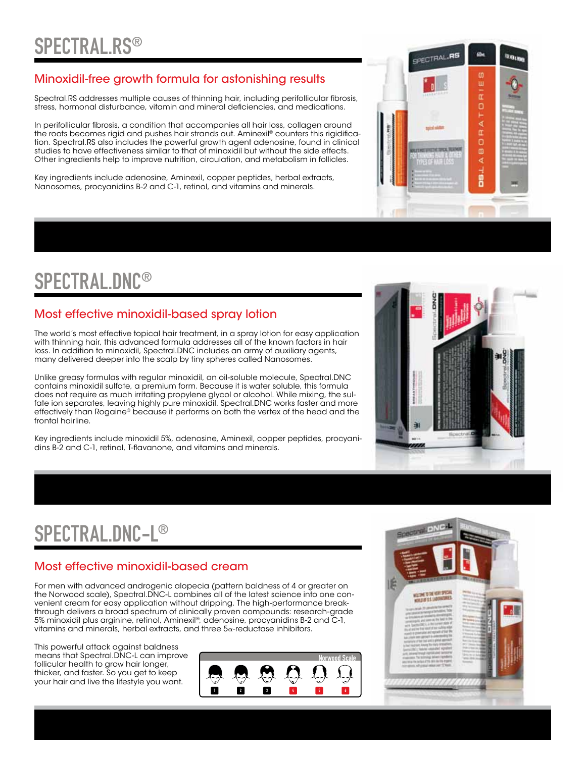# SPECTRAL.RS®

## Minoxidil-free growth formula for astonishing results

Spectral.RS addresses multiple causes of thinning hair, including perifollicular fibrosis, stress, hormonal disturbance, vitamin and mineral deficiencies, and medications.

In perifollicular fibrosis, a condition that accompanies all hair loss, collagen around the roots becomes rigid and pushes hair strands out. Aminexil® counters this rigidification. Spectral.RS also includes the powerful growth agent adenosine, found in clinical studies to have effectiveness similar to that of minoxidil but without the side effects. Other ingredients help to improve nutrition, circulation, and metabolism in follicles.

Key ingredients include adenosine, Aminexil, copper peptides, herbal extracts, Nanosomes, procyanidins B-2 and C-1, retinol, and vitamins and minerals.

# SPECTRAL.DNC®

## Most effective minoxidil-based spray lotion

The world's most effective topical hair treatment, in a spray lotion for easy application with thinning hair, this advanced formula addresses all of the known factors in hair loss. In addition to minoxidil, Spectral.DNC includes an army of auxiliary agents, many delivered deeper into the scalp by tiny spheres called Nanosomes.

Unlike greasy formulas with regular minoxidil, an oil-soluble molecule, Spectral.DNC contains minoxidil sulfate, a premium form. Because it is water soluble, this formula does not require as much irritating propylene glycol or alcohol. While mixing, the sulfate ion separates, leaving highly pure minoxidil. Spectral.DNC works faster and more effectively than Rogaine® because it performs on both the vertex of the head and the frontal hairline.

Key ingredients include minoxidil 5%, adenosine, Aminexil, copper peptides, procyanidins B-2 and C-1, retinol, T-flavanone, and vitamins and minerals.

# SPECTRAL.DNC-L®

## Most effective minoxidil-based cream

For men with advanced androgenic alopecia (pattern baldness of 4 or greater on the Norwood scale), Spectral.DNC-L combines all of the latest science into one convenient cream for easy application without dripping. The high-performance breakthrough delivers a broad spectrum of clinically proven compounds: research-grade 5% minoxidil plus arginine, retinol, Aminexil®, adenosine, procyanidins B-2 and C-1, vitamins and minerals, herbal extracts, and three 5α-reductase inhibitors.

This powerful attack against baldness means that Spectral.DNC-L can improve follicular health to grow hair longer, thicker, and faster. So you get to keep your hair and live the lifestyle you want.

Norwood Scale

1 2 3 4 5 6